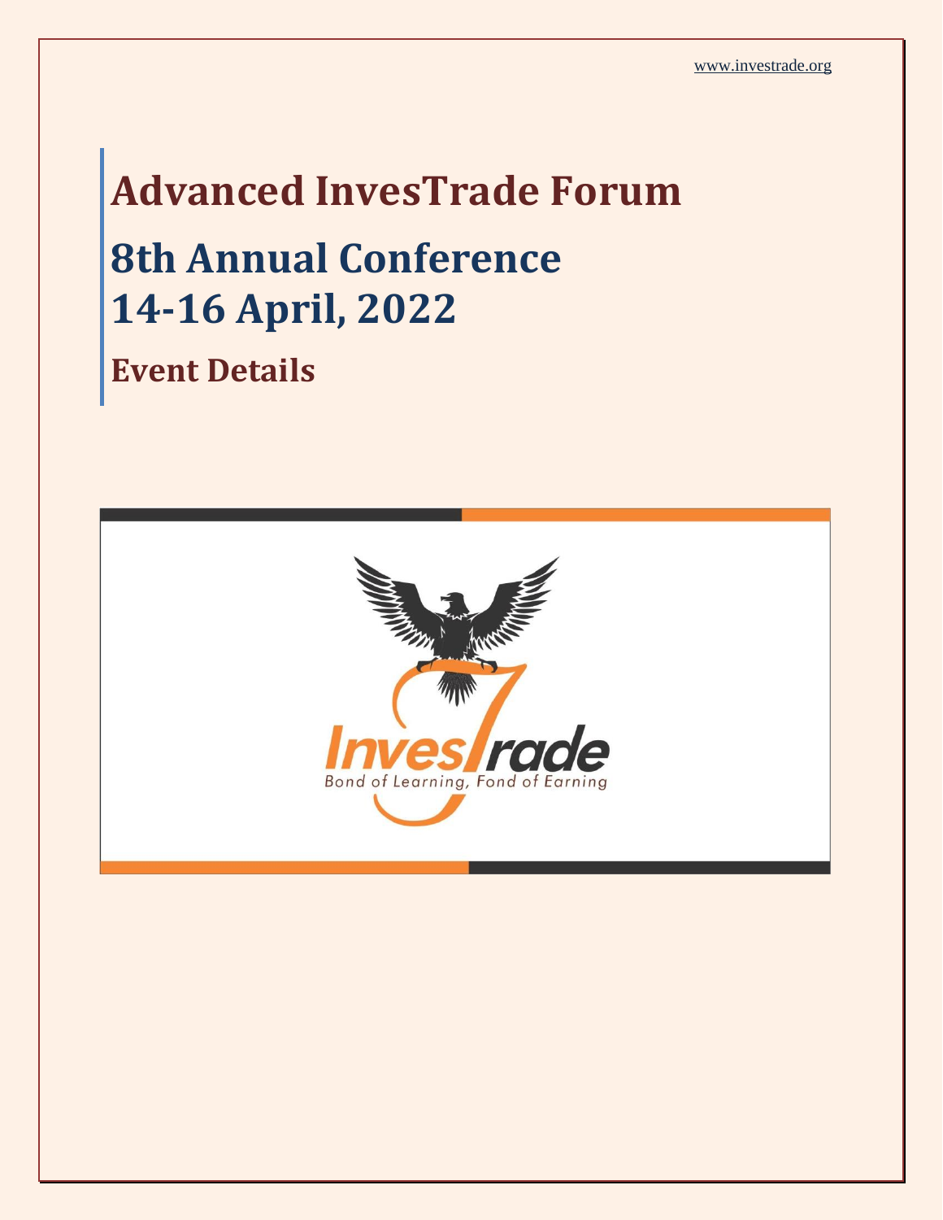www.investrade.org

# Advanced InvesTrade Forum

## 8th Annual Conference
## 14-16 April, 2022

### Event Details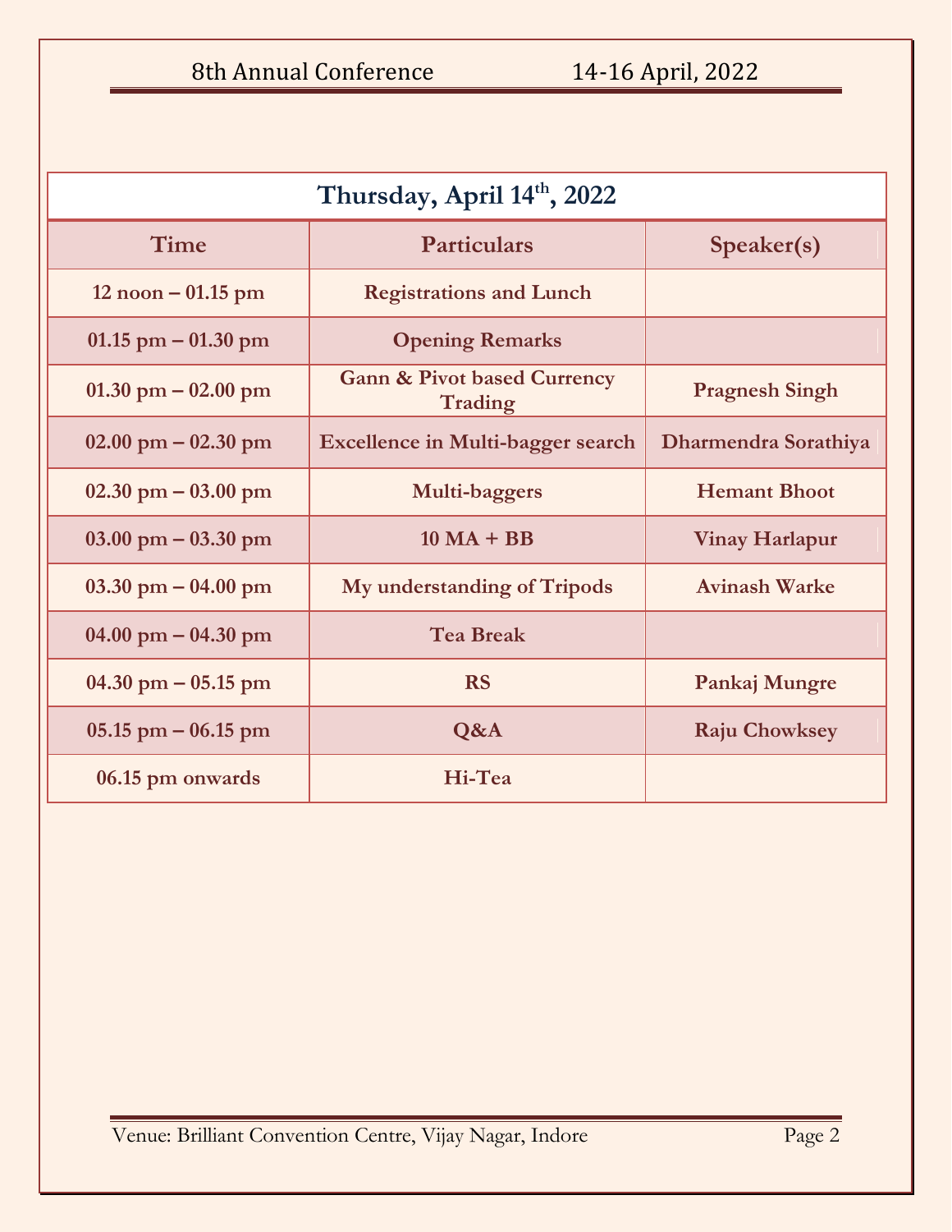| Thursday, April 14th, 2022 | | |
|---|---|---|
| **Time** | **Particulars** | **Speaker(s)** |
| 12 noon – 01.15 pm | Registrations and Lunch | |
| 01.15 pm – 01.30 pm | Opening Remarks | |
| 01.30 pm – 02.00 pm | Gann & Pivot based Currency Trading | Pragnesh Singh |
| 02.00 pm – 02.30 pm | Excellence in Multi-bagger search | Dharmendra Sorathiya |
| 02.30 pm – 03.00 pm | Multi-baggers | Hemant Bhoot |
| 03.00 pm – 03.30 pm | 10 MA + BB | Vinay Harlapur |
| 03.30 pm – 04.00 pm | My understanding of Tripods | Avinash Warke |
| 04.00 pm – 04.30 pm | Tea Break | |
| 04.30 pm – 05.15 pm | RS | Pankaj Mungre |
| 05.15 pm – 06.15 pm | Q&A | Raju Chowksey |
| 06.15 pm onwards | Hi-Tea | |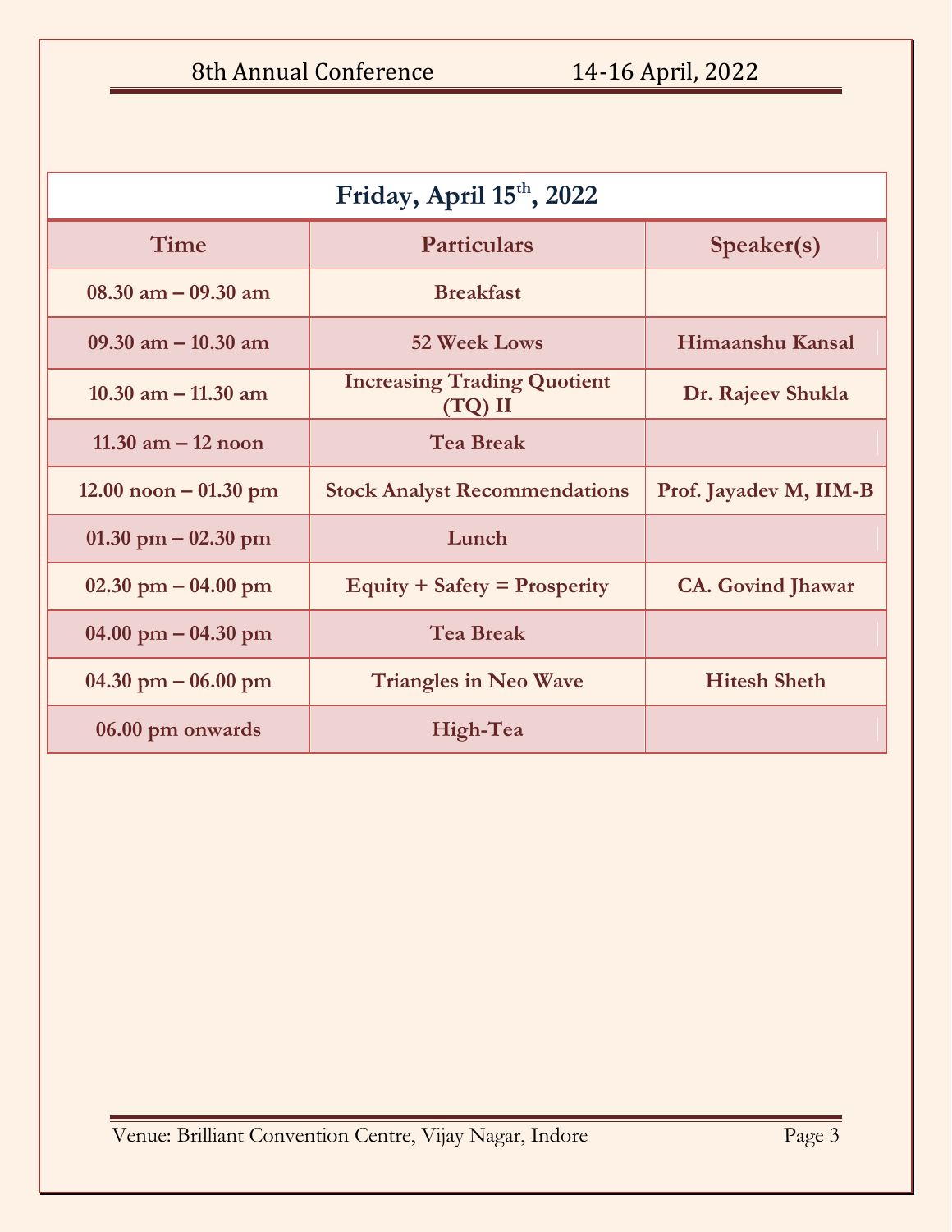| Friday, April 15th, 2022 | | |
|---|---|---|
| **Time** | **Particulars** | **Speaker(s)** |
| 08.30 am – 09.30 am | Breakfast | |
| 09.30 am – 10.30 am | 52 Week Lows | Himaanshu Kansal |
| 10.30 am – 11.30 am | Increasing Trading Quotient (TQ) II | Dr. Rajeev Shukla |
| 11.30 am – 12 noon | Tea Break | |
| 12.00 noon – 01.30 pm | Stock Analyst Recommendations | Prof. Jayadev M, IIM-B |
| 01.30 pm – 02.30 pm | Lunch | |
| 02.30 pm – 04.00 pm | Equity + Safety = Prosperity | CA. Govind Jhawar |
| 04.00 pm – 04.30 pm | Tea Break | |
| 04.30 pm – 06.00 pm | Triangles in Neo Wave | Hitesh Sheth |
| 06.00 pm onwards | High-Tea | |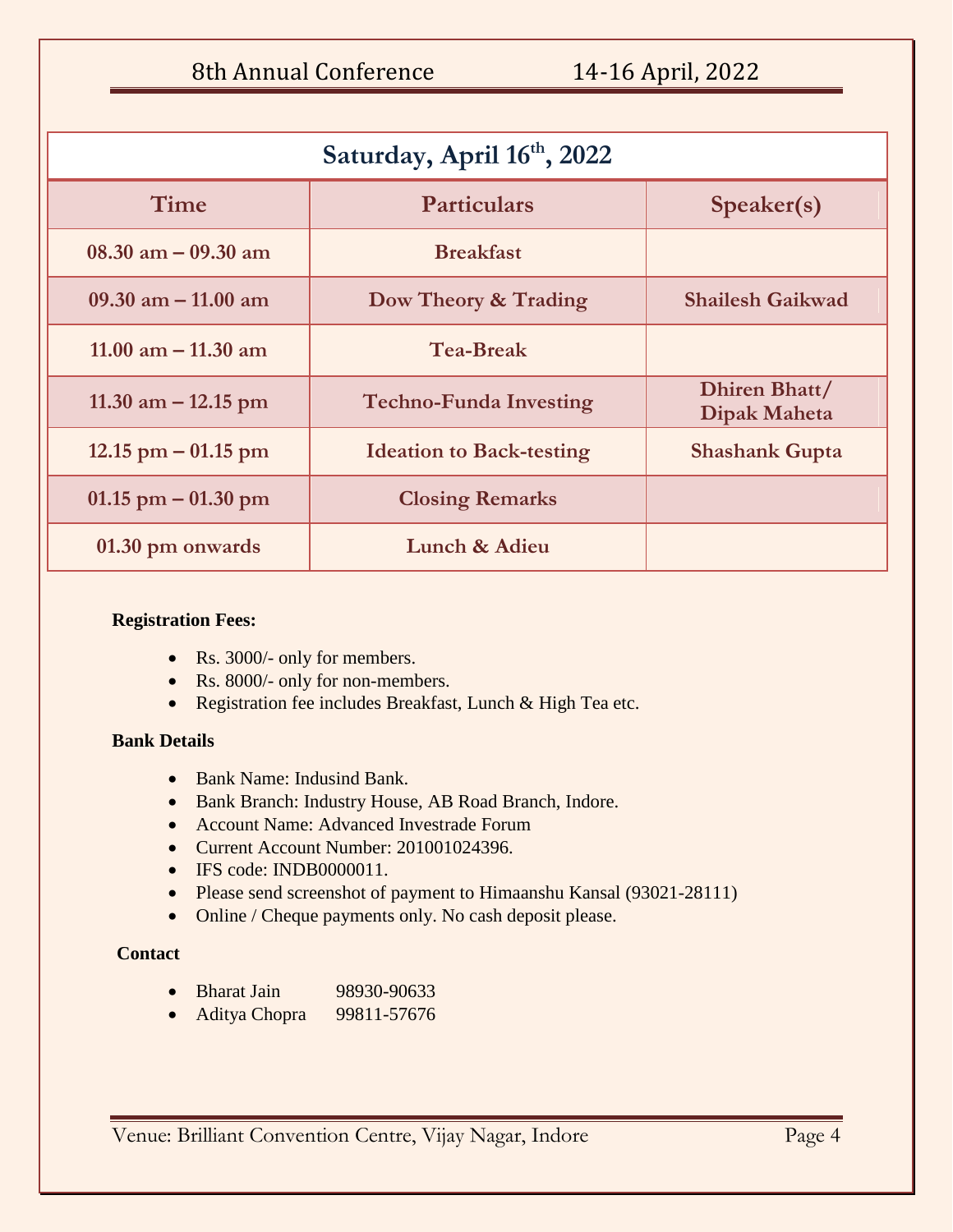| Saturday, April 16th, 2022 | | |
|---|---|---|
| **Time** | **Particulars** | **Speaker(s)** |
| 08.30 am – 09.30 am | Breakfast | |
| 09.30 am – 11.00 am | Dow Theory & Trading | Shailesh Gaikwad |
| 11.00 am – 11.30 am | Tea-Break | |
| 11.30 am – 12.15 pm | Techno-Funda Investing | Dhiren Bhatt/ Dipak Maheta |
| 12.15 pm – 01.15 pm | Ideation to Back-testing | Shashank Gupta |
| 01.15 pm – 01.30 pm | Closing Remarks | |
| 01.30 pm onwards | Lunch & Adieu | |

**Registration Fees:**

- Rs. 3000/- only for members.
- Rs. 8000/- only for non-members.
- Registration fee includes Breakfast, Lunch & High Tea etc.

**Bank Details**

- Bank Name: Indusind Bank.
- Bank Branch: Industry House, AB Road Branch, Indore.
- Account Name: Advanced Investrade Forum
- Current Account Number: 201001024396.
- IFS code: INDB0000011.
- Please send screenshot of payment to Himaanshu Kansal (93021-28111)
- Online / Cheque payments only. No cash deposit please.

**Contact**

- Bharat Jain 98930-90633
- Aditya Chopra 99811-57676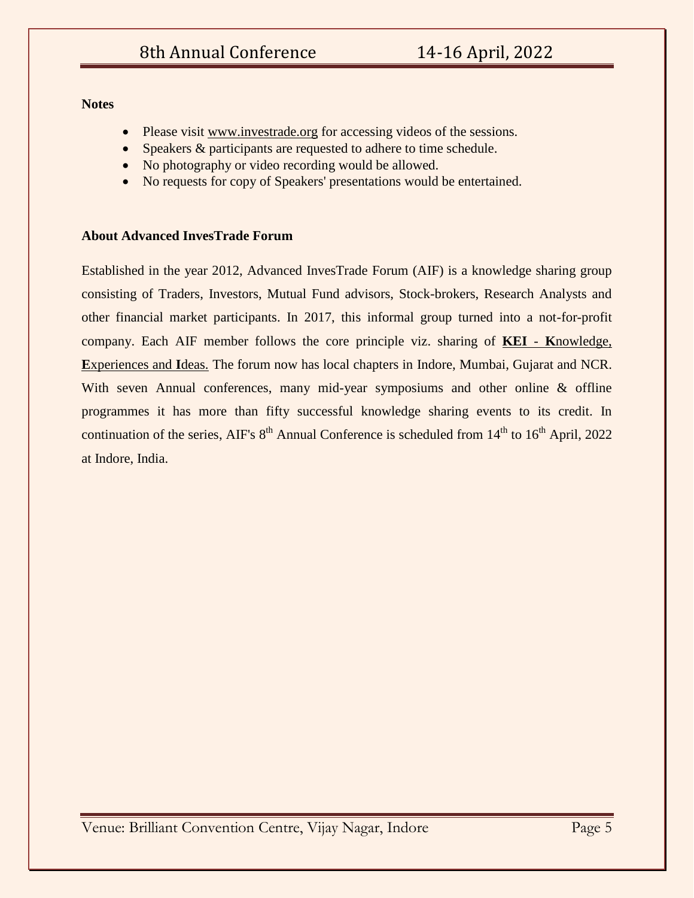**Notes**

- Please visit www.investrade.org for accessing videos of the sessions.
- Speakers & participants are requested to adhere to time schedule.
- No photography or video recording would be allowed.
- No requests for copy of Speakers' presentations would be entertained.

**About Advanced InvesTrade Forum**

Established in the year 2012, Advanced InvesTrade Forum (AIF) is a knowledge sharing group consisting of Traders, Investors, Mutual Fund advisors, Stock-brokers, Research Analysts and other financial market participants. In 2017, this informal group turned into a not-for-profit company. Each AIF member follows the core principle viz. sharing of **KEI - K**nowledge, **E**xperiences and **I**deas. The forum now has local chapters in Indore, Mumbai, Gujarat and NCR. With seven Annual conferences, many mid-year symposiums and other online & offline programmes it has more than fifty successful knowledge sharing events to its credit. In continuation of the series, AIF's 8th Annual Conference is scheduled from 14th to 16th April, 2022 at Indore, India.